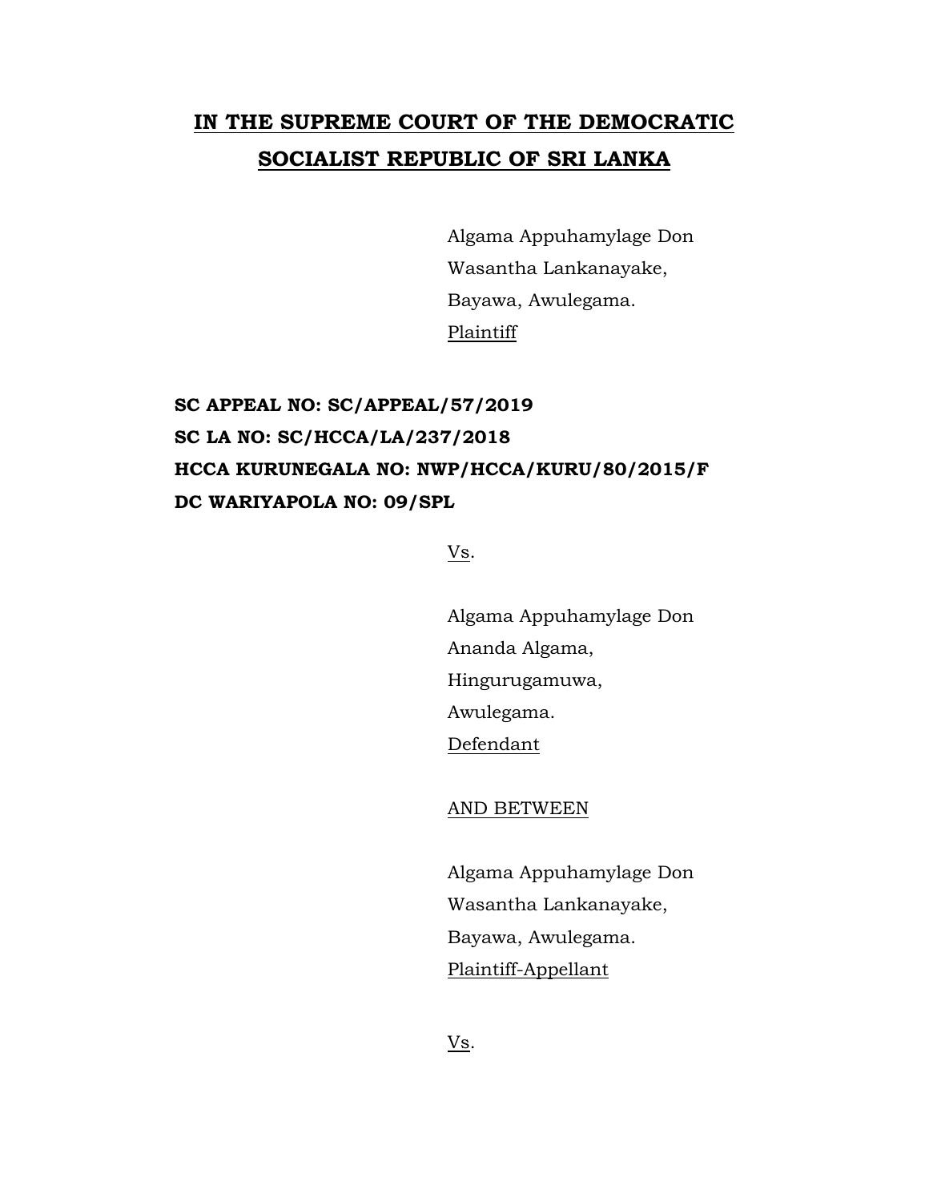# IN THE SUPREME COURT OF THE DEMOCRATIC SOCIALIST REPUBLIC OF SRI LANKA

Algama Appuhamylage Don
Wasantha Lankanayake,
Bayawa, Awulegama.
Plaintiff

**SC APPEAL NO: SC/APPEAL/57/2019**
**SC LA NO: SC/HCCA/LA/237/2018**
**HCCA KURUNEGALA NO: NWP/HCCA/KURU/80/2015/F**
**DC WARIYAPOLA NO: 09/SPL**

Vs.

Algama Appuhamylage Don
Ananda Algama,
Hingurugamuwa,
Awulegama.
Defendant

AND BETWEEN

Algama Appuhamylage Don
Wasantha Lankanayake,
Bayawa, Awulegama.
Plaintiff-Appellant

Vs.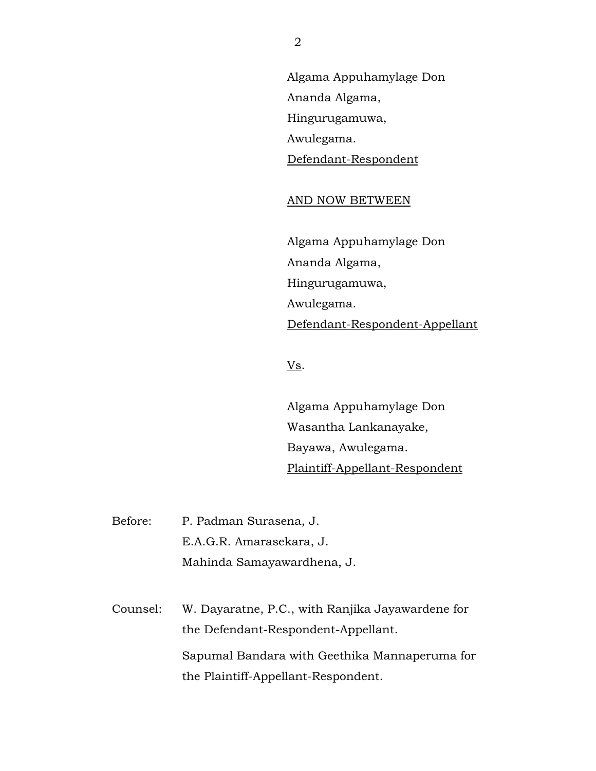Algama Appuhamylage Don
Ananda Algama,
Hingurugamuwa,
Awulegama.
<u>Defendant-Respondent</u>

<u>AND NOW BETWEEN</u>

Algama Appuhamylage Don
Ananda Algama,
Hingurugamuwa,
Awulegama.
<u>Defendant-Respondent-Appellant</u>

<u>Vs</u>.

Algama Appuhamylage Don
Wasantha Lankanayake,
Bayawa, Awulegama.
<u>Plaintiff-Appellant-Respondent</u>

Before: P. Padman Surasena, J.
E.A.G.R. Amarasekara, J.
Mahinda Samayawardhena, J.

Counsel: W. Dayaratne, P.C., with Ranjika Jayawardene for the Defendant-Respondent-Appellant.

Sapumal Bandara with Geethika Mannaperuma for the Plaintiff-Appellant-Respondent.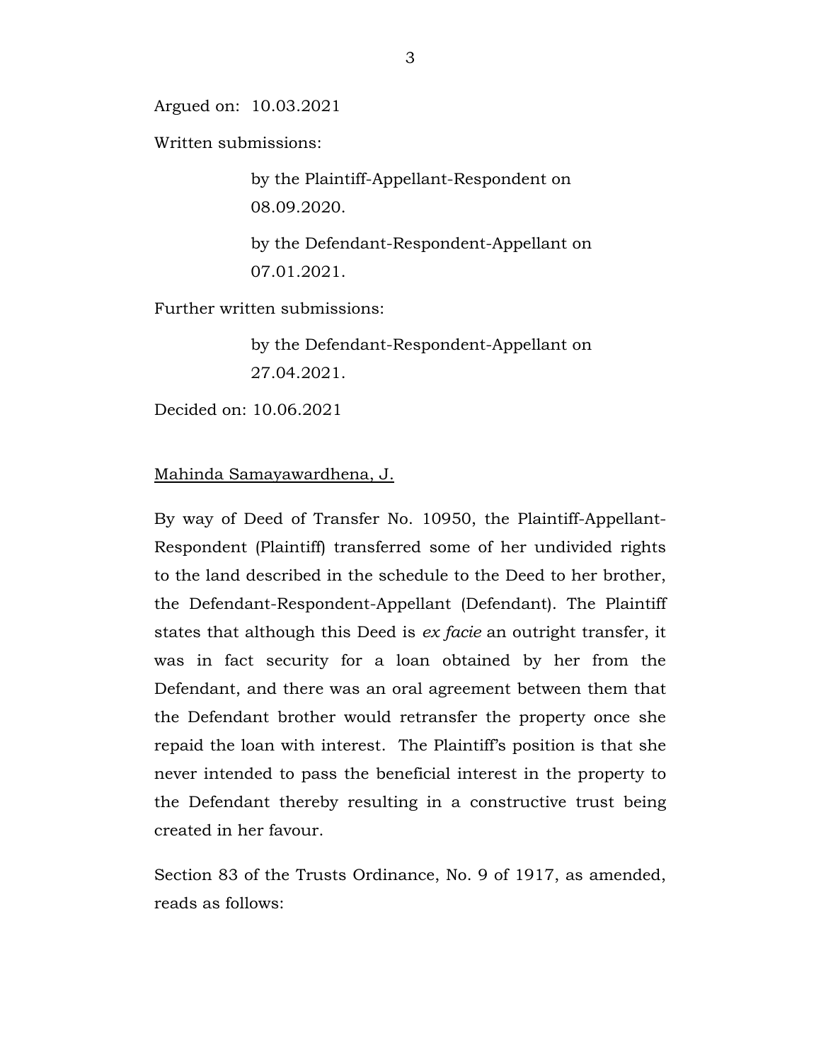Argued on: 10.03.2021

Written submissions:

> by the Plaintiff-Appellant-Respondent on 08.09.2020.
>
> by the Defendant-Respondent-Appellant on 07.01.2021.

Further written submissions:

> by the Defendant-Respondent-Appellant on 27.04.2021.

Decided on: 10.06.2021

Mahinda Samayawardhena, J.

By way of Deed of Transfer No. 10950, the Plaintiff-Appellant-Respondent (Plaintiff) transferred some of her undivided rights to the land described in the schedule to the Deed to her brother, the Defendant-Respondent-Appellant (Defendant). The Plaintiff states that although this Deed is *ex facie* an outright transfer, it was in fact security for a loan obtained by her from the Defendant, and there was an oral agreement between them that the Defendant brother would retransfer the property once she repaid the loan with interest. The Plaintiff's position is that she never intended to pass the beneficial interest in the property to the Defendant thereby resulting in a constructive trust being created in her favour.

Section 83 of the Trusts Ordinance, No. 9 of 1917, as amended, reads as follows: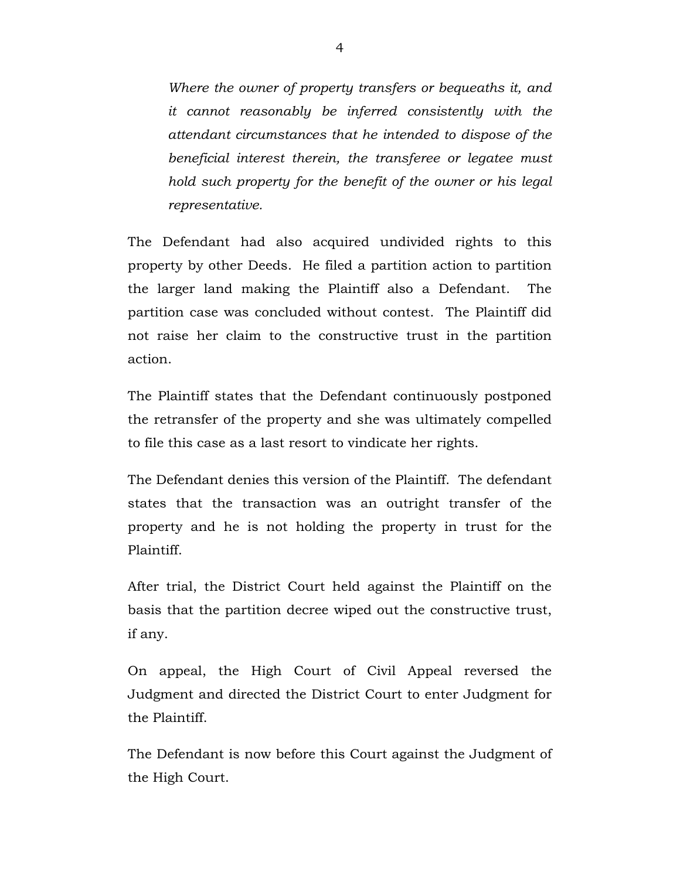> *Where the owner of property transfers or bequeaths it, and it cannot reasonably be inferred consistently with the attendant circumstances that he intended to dispose of the beneficial interest therein, the transferee or legatee must hold such property for the benefit of the owner or his legal representative.*

The Defendant had also acquired undivided rights to this property by other Deeds. He filed a partition action to partition the larger land making the Plaintiff also a Defendant. The partition case was concluded without contest. The Plaintiff did not raise her claim to the constructive trust in the partition action.

The Plaintiff states that the Defendant continuously postponed the retransfer of the property and she was ultimately compelled to file this case as a last resort to vindicate her rights.

The Defendant denies this version of the Plaintiff. The defendant states that the transaction was an outright transfer of the property and he is not holding the property in trust for the Plaintiff.

After trial, the District Court held against the Plaintiff on the basis that the partition decree wiped out the constructive trust, if any.

On appeal, the High Court of Civil Appeal reversed the Judgment and directed the District Court to enter Judgment for the Plaintiff.

The Defendant is now before this Court against the Judgment of the High Court.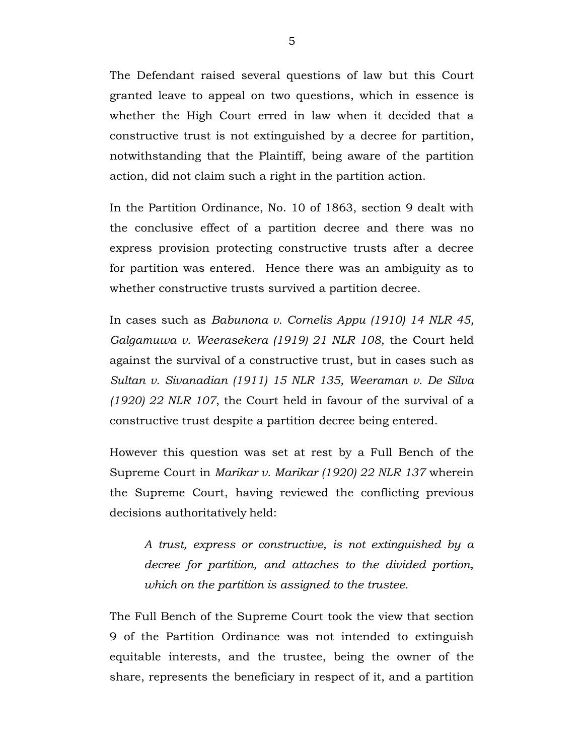The Defendant raised several questions of law but this Court granted leave to appeal on two questions, which in essence is whether the High Court erred in law when it decided that a constructive trust is not extinguished by a decree for partition, notwithstanding that the Plaintiff, being aware of the partition action, did not claim such a right in the partition action.

In the Partition Ordinance, No. 10 of 1863, section 9 dealt with the conclusive effect of a partition decree and there was no express provision protecting constructive trusts after a decree for partition was entered. Hence there was an ambiguity as to whether constructive trusts survived a partition decree.

In cases such as *Babunona v. Cornelis Appu (1910) 14 NLR 45, Galgamuwa v. Weerasekera (1919) 21 NLR 108*, the Court held against the survival of a constructive trust, but in cases such as *Sultan v. Sivanadian (1911) 15 NLR 135, Weeraman v. De Silva (1920) 22 NLR 107*, the Court held in favour of the survival of a constructive trust despite a partition decree being entered.

However this question was set at rest by a Full Bench of the Supreme Court in *Marikar v. Marikar (1920) 22 NLR 137* wherein the Supreme Court, having reviewed the conflicting previous decisions authoritatively held:

> *A trust, express or constructive, is not extinguished by a decree for partition, and attaches to the divided portion, which on the partition is assigned to the trustee.*

The Full Bench of the Supreme Court took the view that section 9 of the Partition Ordinance was not intended to extinguish equitable interests, and the trustee, being the owner of the share, represents the beneficiary in respect of it, and a partition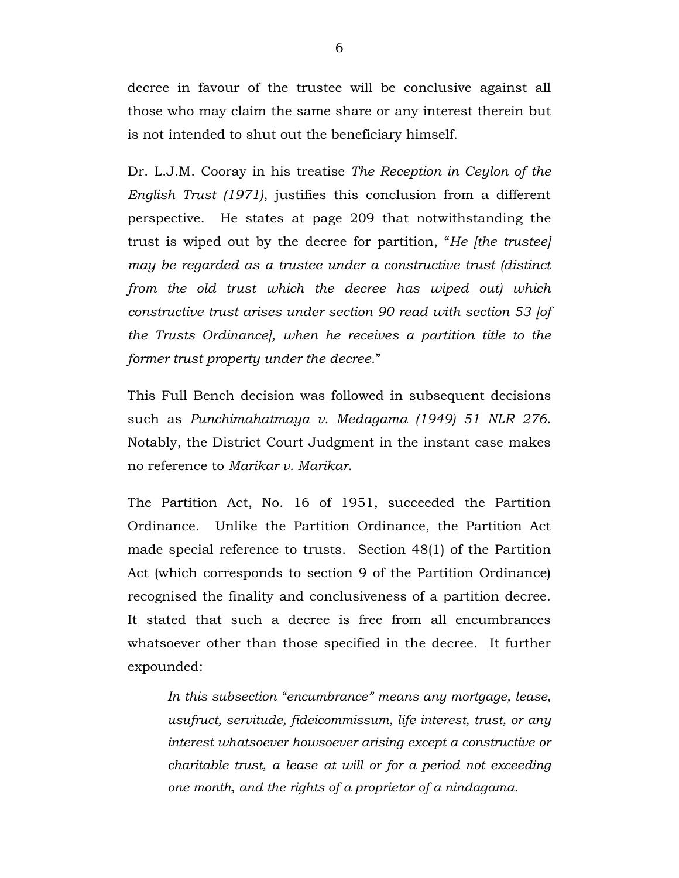decree in favour of the trustee will be conclusive against all those who may claim the same share or any interest therein but is not intended to shut out the beneficiary himself.

Dr. L.J.M. Cooray in his treatise *The Reception in Ceylon of the English Trust (1971)*, justifies this conclusion from a different perspective. He states at page 209 that notwithstanding the trust is wiped out by the decree for partition, "*He [the trustee] may be regarded as a trustee under a constructive trust (distinct from the old trust which the decree has wiped out) which constructive trust arises under section 90 read with section 53 [of the Trusts Ordinance], when he receives a partition title to the former trust property under the decree.*"

This Full Bench decision was followed in subsequent decisions such as *Punchimahatmaya v. Medagama (1949) 51 NLR 276*. Notably, the District Court Judgment in the instant case makes no reference to *Marikar v. Marikar*.

The Partition Act, No. 16 of 1951, succeeded the Partition Ordinance. Unlike the Partition Ordinance, the Partition Act made special reference to trusts. Section 48(1) of the Partition Act (which corresponds to section 9 of the Partition Ordinance) recognised the finality and conclusiveness of a partition decree. It stated that such a decree is free from all encumbrances whatsoever other than those specified in the decree. It further expounded:

> *In this subsection "encumbrance" means any mortgage, lease, usufruct, servitude, fideicommissum, life interest, trust, or any interest whatsoever howsoever arising except a constructive or charitable trust, a lease at will or for a period not exceeding one month, and the rights of a proprietor of a nindagama.*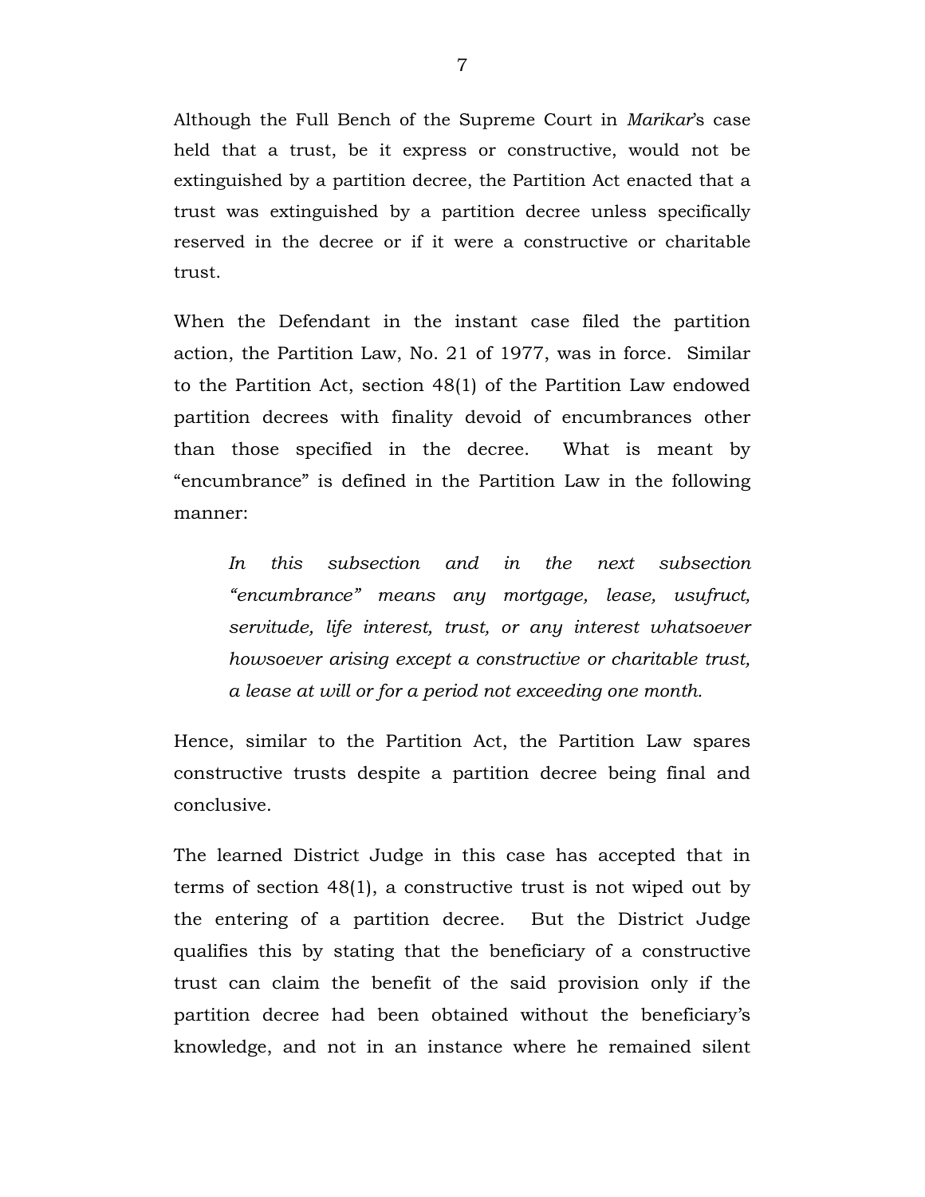Although the Full Bench of the Supreme Court in *Marikar*'s case held that a trust, be it express or constructive, would not be extinguished by a partition decree, the Partition Act enacted that a trust was extinguished by a partition decree unless specifically reserved in the decree or if it were a constructive or charitable trust.

When the Defendant in the instant case filed the partition action, the Partition Law, No. 21 of 1977, was in force. Similar to the Partition Act, section 48(1) of the Partition Law endowed partition decrees with finality devoid of encumbrances other than those specified in the decree. What is meant by "encumbrance" is defined in the Partition Law in the following manner:

> *In this subsection and in the next subsection "encumbrance" means any mortgage, lease, usufruct, servitude, life interest, trust, or any interest whatsoever howsoever arising except a constructive or charitable trust, a lease at will or for a period not exceeding one month.*

Hence, similar to the Partition Act, the Partition Law spares constructive trusts despite a partition decree being final and conclusive.

The learned District Judge in this case has accepted that in terms of section 48(1), a constructive trust is not wiped out by the entering of a partition decree. But the District Judge qualifies this by stating that the beneficiary of a constructive trust can claim the benefit of the said provision only if the partition decree had been obtained without the beneficiary's knowledge, and not in an instance where he remained silent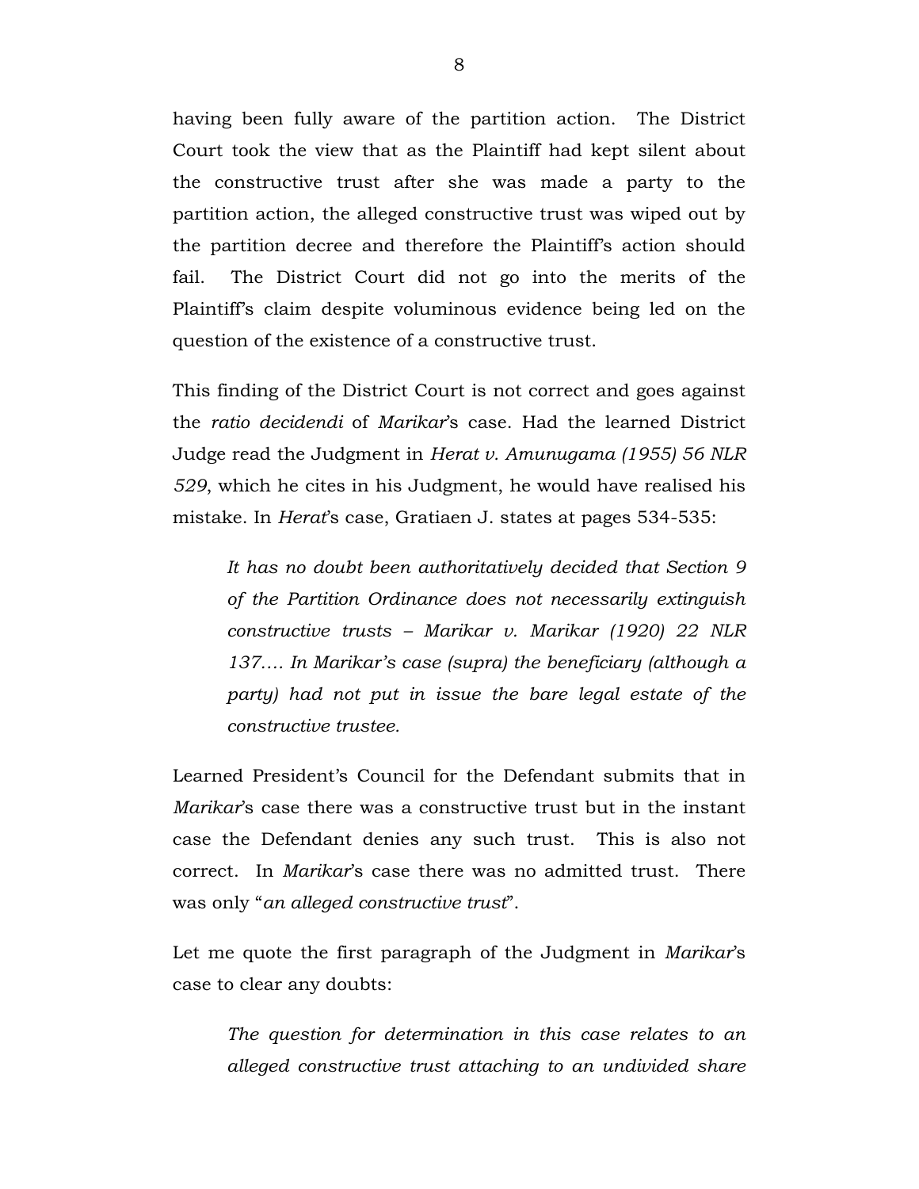having been fully aware of the partition action. The District Court took the view that as the Plaintiff had kept silent about the constructive trust after she was made a party to the partition action, the alleged constructive trust was wiped out by the partition decree and therefore the Plaintiff's action should fail. The District Court did not go into the merits of the Plaintiff's claim despite voluminous evidence being led on the question of the existence of a constructive trust.

This finding of the District Court is not correct and goes against the *ratio decidendi* of *Marikar*'s case. Had the learned District Judge read the Judgment in *Herat v. Amunugama (1955) 56 NLR 529*, which he cites in his Judgment, he would have realised his mistake. In *Herat*'s case, Gratiaen J. states at pages 534-535:

> *It has no doubt been authoritatively decided that Section 9 of the Partition Ordinance does not necessarily extinguish constructive trusts – Marikar v. Marikar (1920) 22 NLR 137…. In Marikar's case (supra) the beneficiary (although a party) had not put in issue the bare legal estate of the constructive trustee.*

Learned President's Council for the Defendant submits that in *Marikar*'s case there was a constructive trust but in the instant case the Defendant denies any such trust. This is also not correct. In *Marikar*'s case there was no admitted trust. There was only "*an alleged constructive trust*".

Let me quote the first paragraph of the Judgment in *Marikar*'s case to clear any doubts:

> *The question for determination in this case relates to an alleged constructive trust attaching to an undivided share*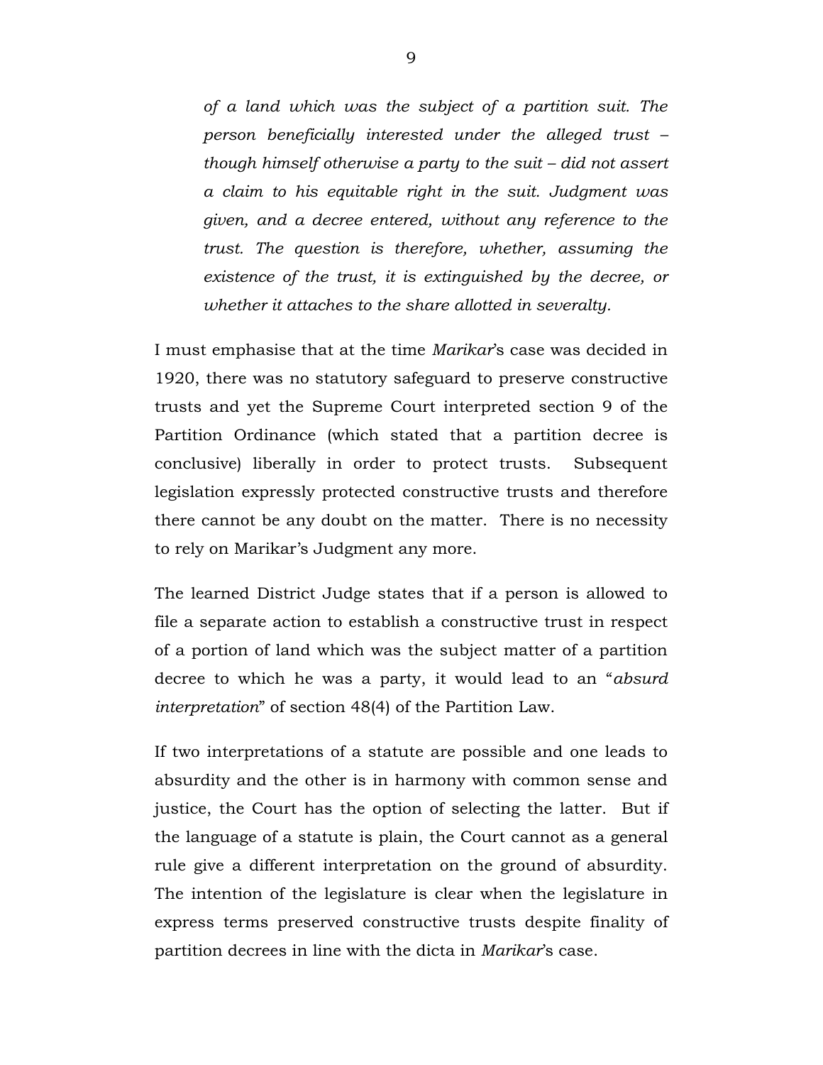*of a land which was the subject of a partition suit. The person beneficially interested under the alleged trust – though himself otherwise a party to the suit – did not assert a claim to his equitable right in the suit. Judgment was given, and a decree entered, without any reference to the trust. The question is therefore, whether, assuming the existence of the trust, it is extinguished by the decree, or whether it attaches to the share allotted in severalty.*

I must emphasise that at the time *Marikar*'s case was decided in 1920, there was no statutory safeguard to preserve constructive trusts and yet the Supreme Court interpreted section 9 of the Partition Ordinance (which stated that a partition decree is conclusive) liberally in order to protect trusts. Subsequent legislation expressly protected constructive trusts and therefore there cannot be any doubt on the matter. There is no necessity to rely on Marikar's Judgment any more.

The learned District Judge states that if a person is allowed to file a separate action to establish a constructive trust in respect of a portion of land which was the subject matter of a partition decree to which he was a party, it would lead to an "*absurd interpretation*" of section 48(4) of the Partition Law.

If two interpretations of a statute are possible and one leads to absurdity and the other is in harmony with common sense and justice, the Court has the option of selecting the latter. But if the language of a statute is plain, the Court cannot as a general rule give a different interpretation on the ground of absurdity. The intention of the legislature is clear when the legislature in express terms preserved constructive trusts despite finality of partition decrees in line with the dicta in *Marikar*'s case.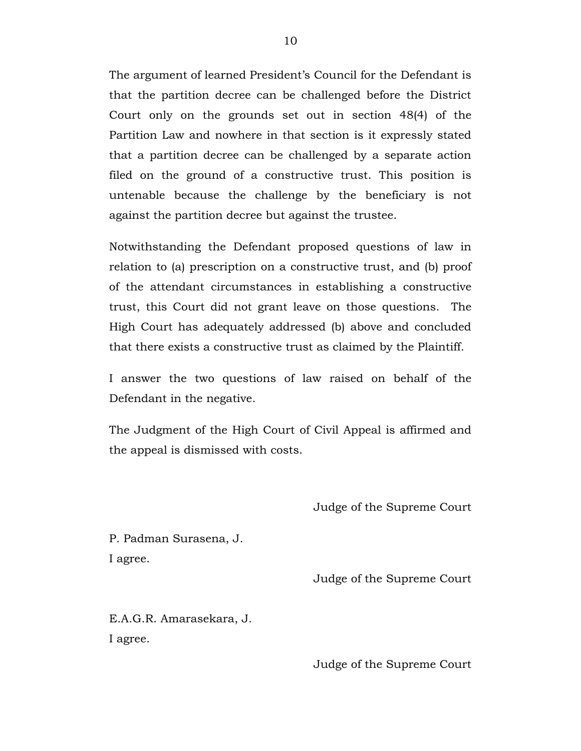The argument of learned President's Council for the Defendant is that the partition decree can be challenged before the District Court only on the grounds set out in section 48(4) of the Partition Law and nowhere in that section is it expressly stated that a partition decree can be challenged by a separate action filed on the ground of a constructive trust. This position is untenable because the challenge by the beneficiary is not against the partition decree but against the trustee.

Notwithstanding the Defendant proposed questions of law in relation to (a) prescription on a constructive trust, and (b) proof of the attendant circumstances in establishing a constructive trust, this Court did not grant leave on those questions. The High Court has adequately addressed (b) above and concluded that there exists a constructive trust as claimed by the Plaintiff.

I answer the two questions of law raised on behalf of the Defendant in the negative.

The Judgment of the High Court of Civil Appeal is affirmed and the appeal is dismissed with costs.

Judge of the Supreme Court

P. Padman Surasena, J.
I agree.

Judge of the Supreme Court

E.A.G.R. Amarasekara, J.
I agree.

Judge of the Supreme Court